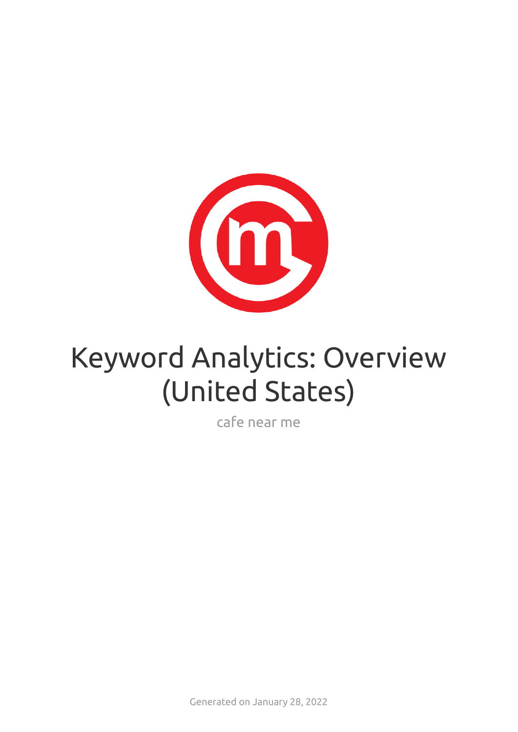# Keyword Analytics: Overview (United States)

cafe near me

Generated on January 28, 2022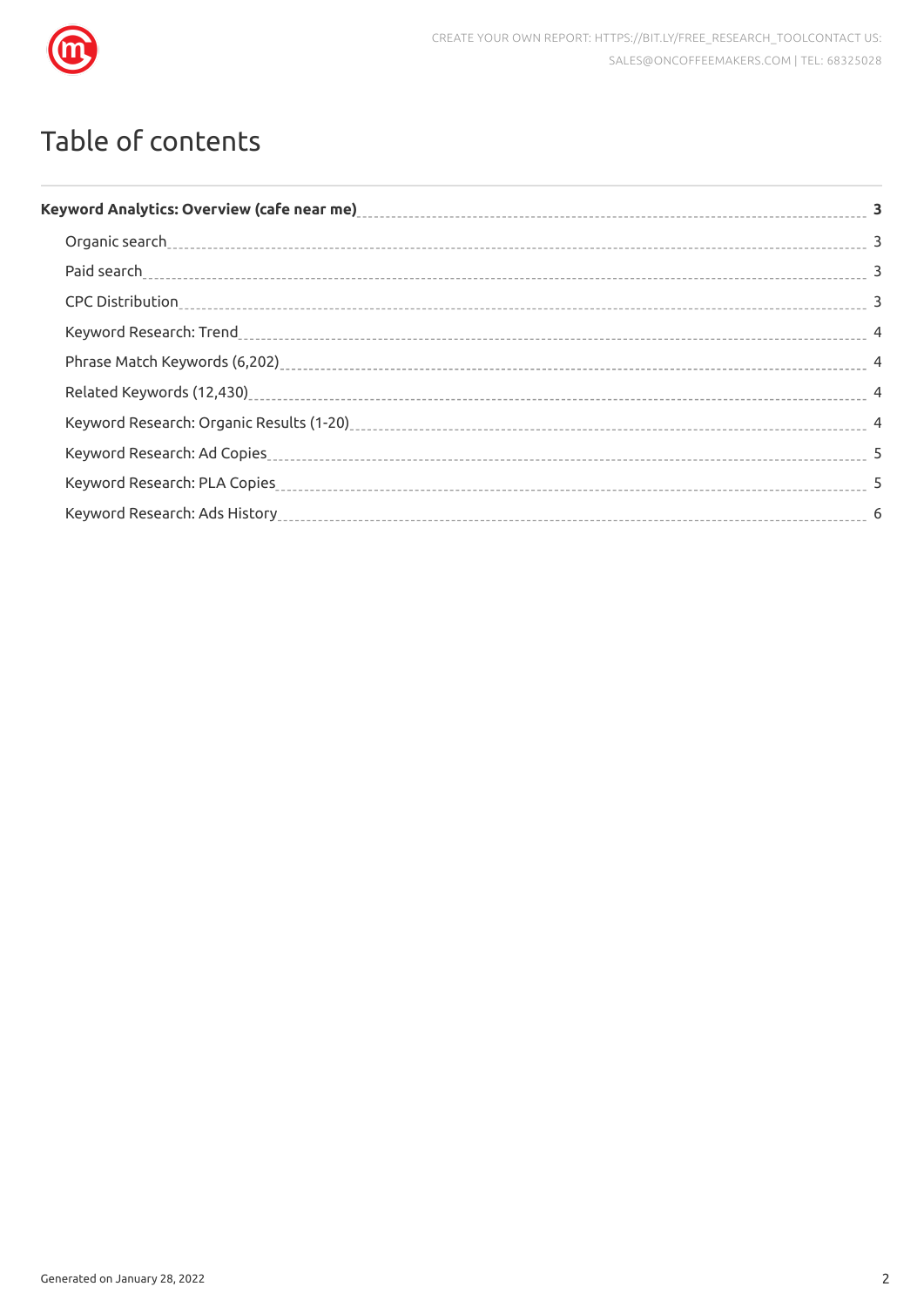# Table of contents

**Keyword Analytics: Overview (cafe near me)** ..... **3**

- Organic search ..... 3
- Paid search ..... 3
- CPC Distribution ..... 3
- Keyword Research: Trend ..... 4
- Phrase Match Keywords (6,202) ..... 4
- Related Keywords (12,430) ..... 4
- Keyword Research: Organic Results (1-20) ..... 4
- Keyword Research: Ad Copies ..... 5
- Keyword Research: PLA Copies ..... 5
- Keyword Research: Ads History ..... 6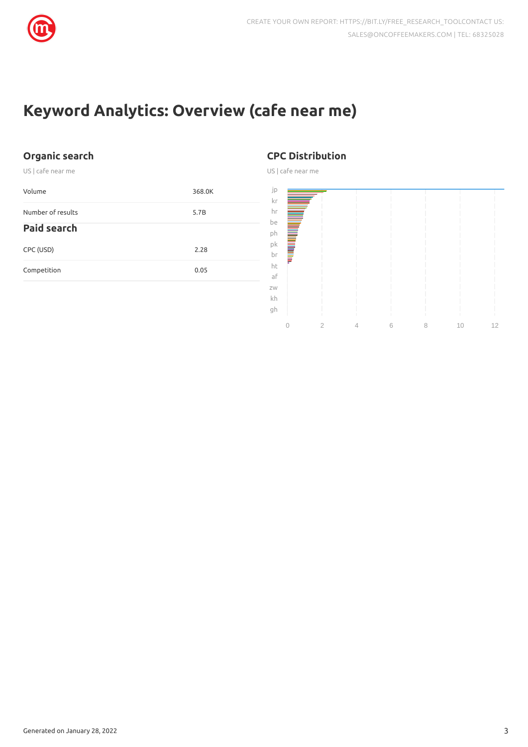# Keyword Analytics: Overview (cafe near me)

## Organic search

US | cafe near me

| | |
|---|---|
| Volume | 368.0K |
| Number of results | 5.7B |

## Paid search

| | |
|---|---|
| CPC (USD) | 2.28 |
| Competition | 0.05 |

## CPC Distribution

US | cafe near me

jp
kr
hr
be
ph
pk
br
ht
af
zw
kh
gh

0 2 4 6 8 10 12

Generated on January 28, 2022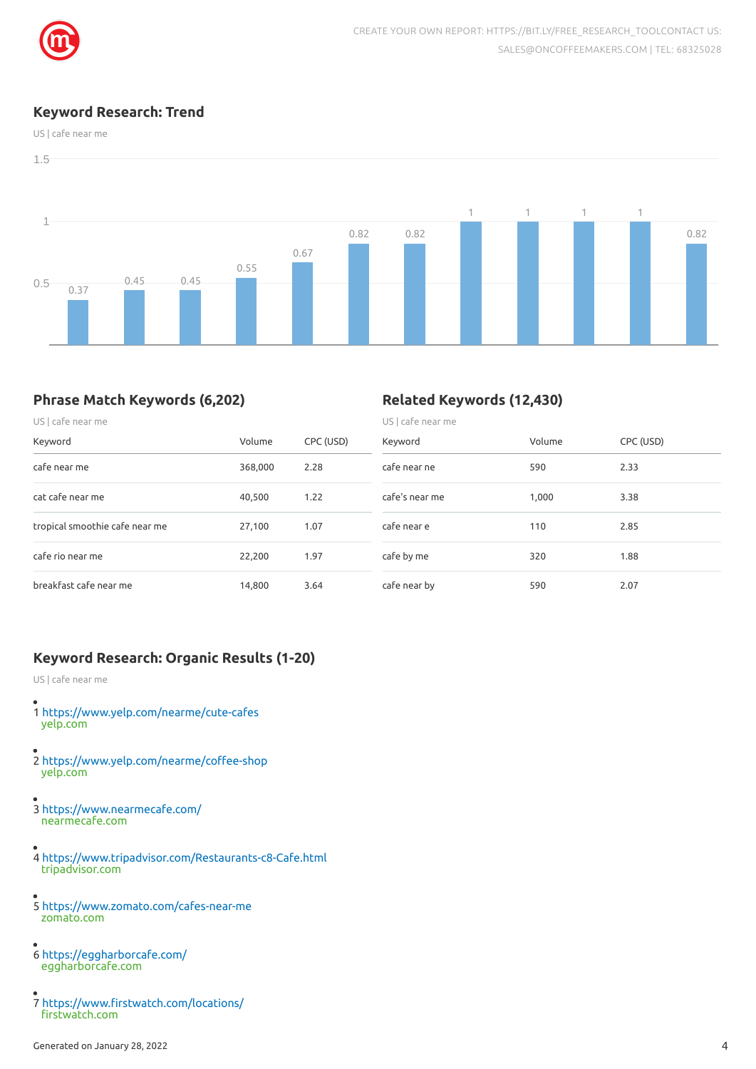## Keyword Research: Trend

US | cafe near me

| | |
|---|---|
| 1 | 0.37 |
| 2 | 0.45 |
| 3 | 0.45 |
| 4 | 0.55 |
| 5 | 0.67 |
| 6 | 0.82 |
| 7 | 0.82 |
| 8 | 1 |
| 9 | 1 |
| 10 | 1 |
| 11 | 1 |
| 12 | 0.82 |

## Phrase Match Keywords (6,202)

US | cafe near me

| Keyword | Volume | CPC (USD) |
|---|---|---|
| cafe near me | 368,000 | 2.28 |
| cat cafe near me | 40,500 | 1.22 |
| tropical smoothie cafe near me | 27,100 | 1.07 |
| cafe rio near me | 22,200 | 1.97 |
| breakfast cafe near me | 14,800 | 3.64 |

## Related Keywords (12,430)

US | cafe near me

| Keyword | Volume | CPC (USD) |
|---|---|---|
| cafe near ne | 590 | 2.33 |
| cafe's near me | 1,000 | 3.38 |
| cafe near e | 110 | 2.85 |
| cafe by me | 320 | 1.88 |
| cafe near by | 590 | 2.07 |

## Keyword Research: Organic Results (1-20)

US | cafe near me

- 1 https://www.yelp.com/nearme/cute-cafes
  yelp.com
- 2 https://www.yelp.com/nearme/coffee-shop
  yelp.com
- 3 https://www.nearmecafe.com/
  nearmecafe.com
- 4 https://www.tripadvisor.com/Restaurants-c8-Cafe.html
  tripadvisor.com
- 5 https://www.zomato.com/cafes-near-me
  zomato.com
- 6 https://eggharborcafe.com/
  eggharborcafe.com
- 7 https://www.firstwatch.com/locations/
  firstwatch.com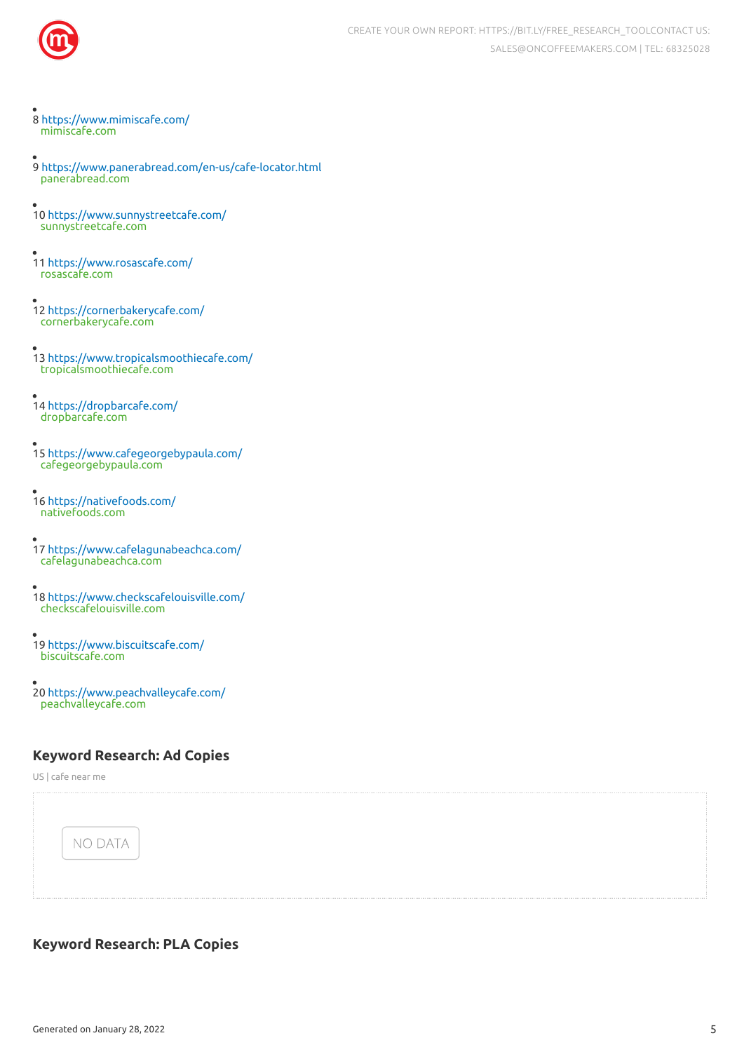- 8 https://www.mimiscafe.com/
  mimiscafe.com

- 9 https://www.panerabread.com/en-us/cafe-locator.html
  panerabread.com

- 10 https://www.sunnystreetcafe.com/
  sunnystreetcafe.com

- 11 https://www.rosascafe.com/
  rosascafe.com

- 12 https://cornerbakerycafe.com/
  cornerbakerycafe.com

- 13 https://www.tropicalsmoothiecafe.com/
  tropicalsmoothiecafe.com

- 14 https://dropbarcafe.com/
  dropbarcafe.com

- 15 https://www.cafegeorgebypaula.com/
  cafegeorgebypaula.com

- 16 https://nativefoods.com/
  nativefoods.com

- 17 https://www.cafelagunabeachca.com/
  cafelagunabeachca.com

- 18 https://www.checkscafelouisville.com/
  checkscafelouisville.com

- 19 https://www.biscuitscafe.com/
  biscuitscafe.com

- 20 https://www.peachvalleycafe.com/
  peachvalleycafe.com

## Keyword Research: Ad Copies

US | cafe near me

NO DATA

## Keyword Research: PLA Copies

Generated on January 28, 2022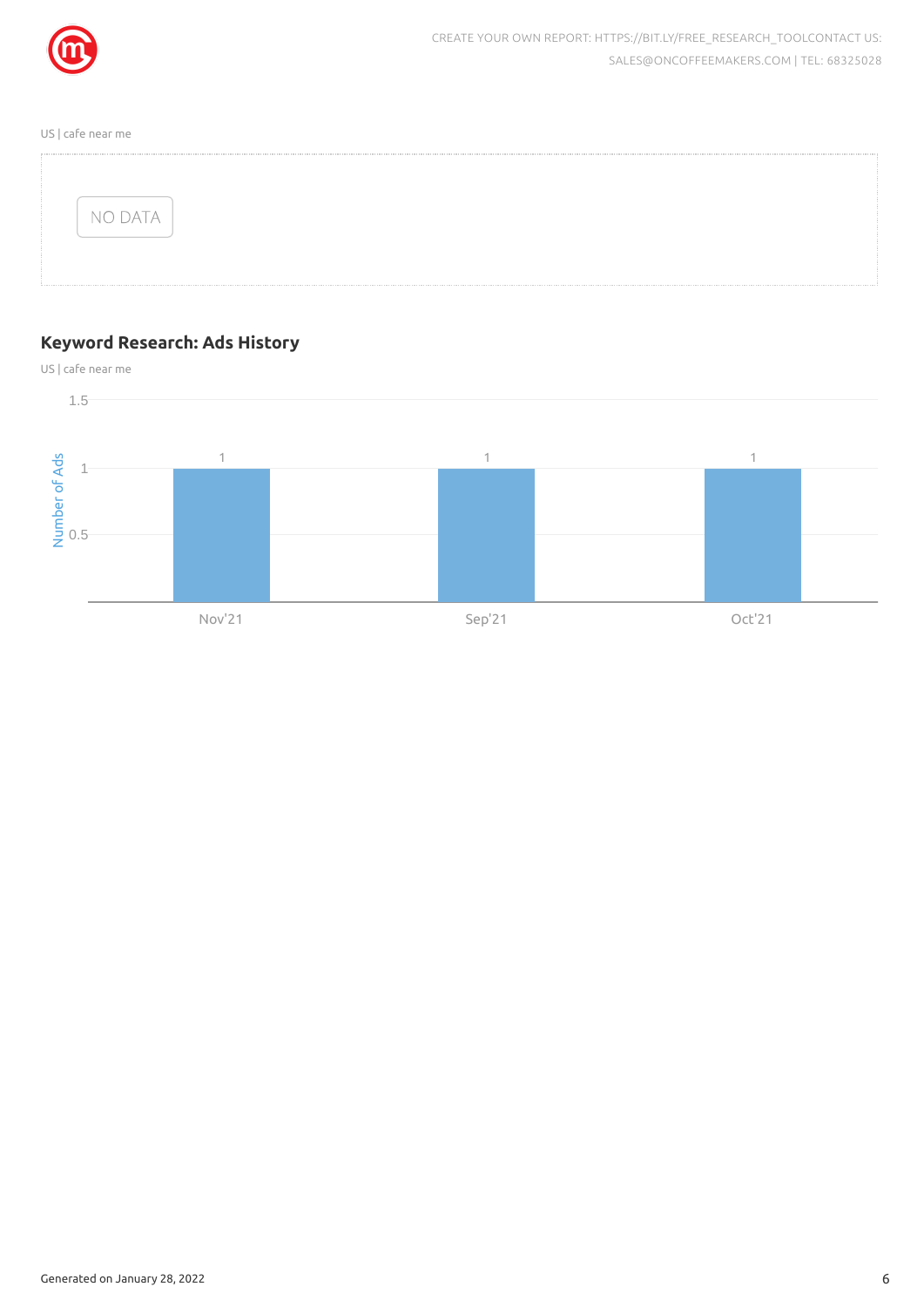US | cafe near me

NO DATA

## Keyword Research: Ads History

US | cafe near me

Number of Ads

1.5

1

0.5

1

1

1

Nov'21

Sep'21

Oct'21

Generated on January 28, 2022